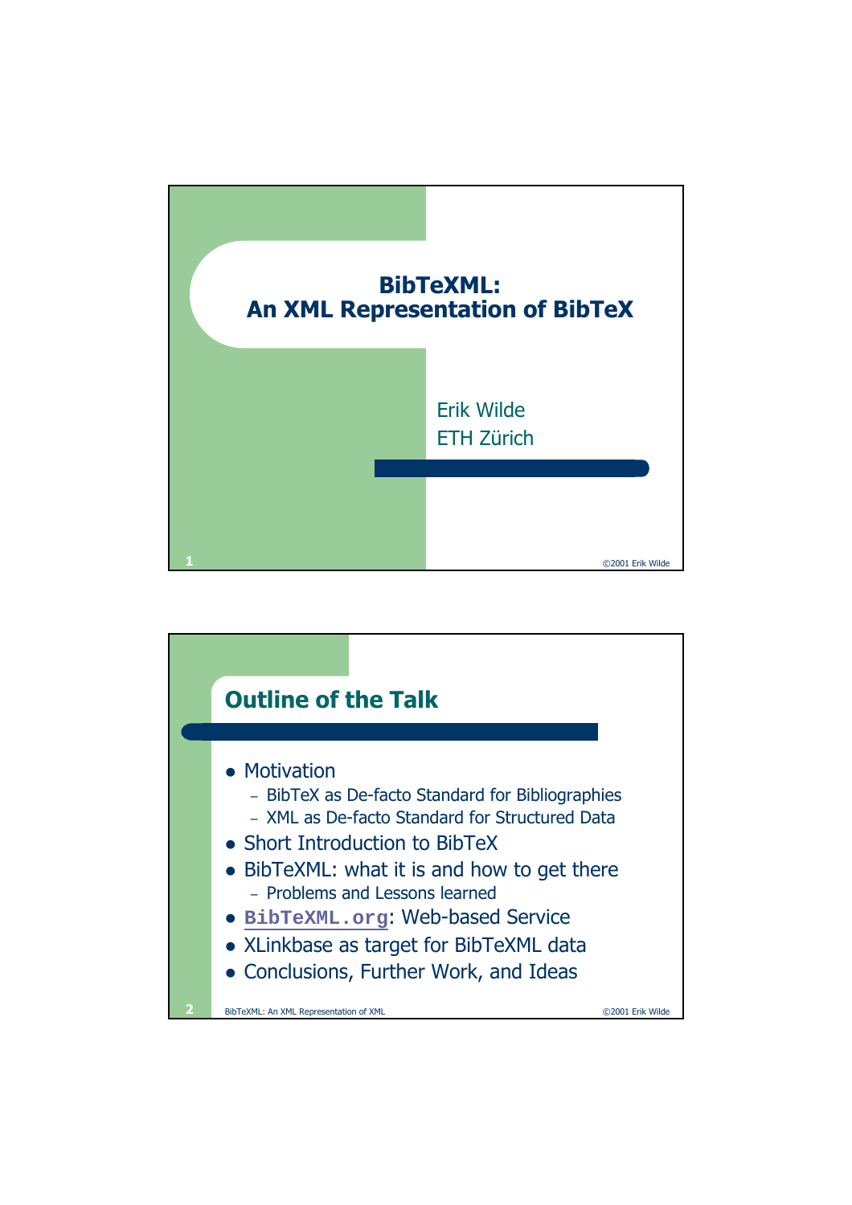# BibTeXML: An XML Representation of BibTeX

Erik Wilde

ETH Zürich

©2001 Erik Wilde

## Outline of the Talk

- Motivation
  - BibTeX as De-facto Standard for Bibliographies
  - XML as De-facto Standard for Structured Data
- Short Introduction to BibTeX
- BibTeXML: what it is and how to get there
  - Problems and Lessons learned
- `BibTeXML.org`: Web-based Service
- XLinkbase as target for BibTeXML data
- Conclusions, Further Work, and Ideas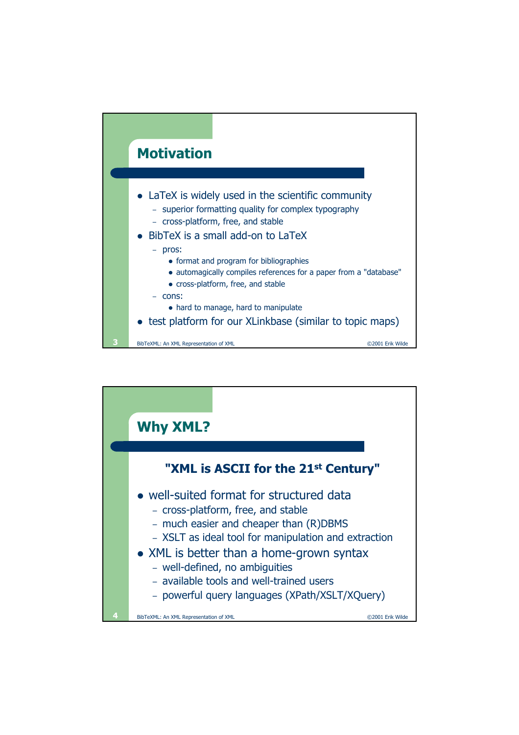## Motivation

- LaTeX is widely used in the scientific community
  - superior formatting quality for complex typography
  - cross-platform, free, and stable
- BibTeX is a small add-on to LaTeX
  - pros:
    - format and program for bibliographies
    - automagically compiles references for a paper from a "database"
    - cross-platform, free, and stable
  - cons:
    - hard to manage, hard to manipulate
- test platform for our XLinkbase (similar to topic maps)

## Why XML?

**"XML is ASCII for the 21st Century"**

- well-suited format for structured data
  - cross-platform, free, and stable
  - much easier and cheaper than (R)DBMS
  - XSLT as ideal tool for manipulation and extraction
- XML is better than a home-grown syntax
  - well-defined, no ambiguities
  - available tools and well-trained users
  - powerful query languages (XPath/XSLT/XQuery)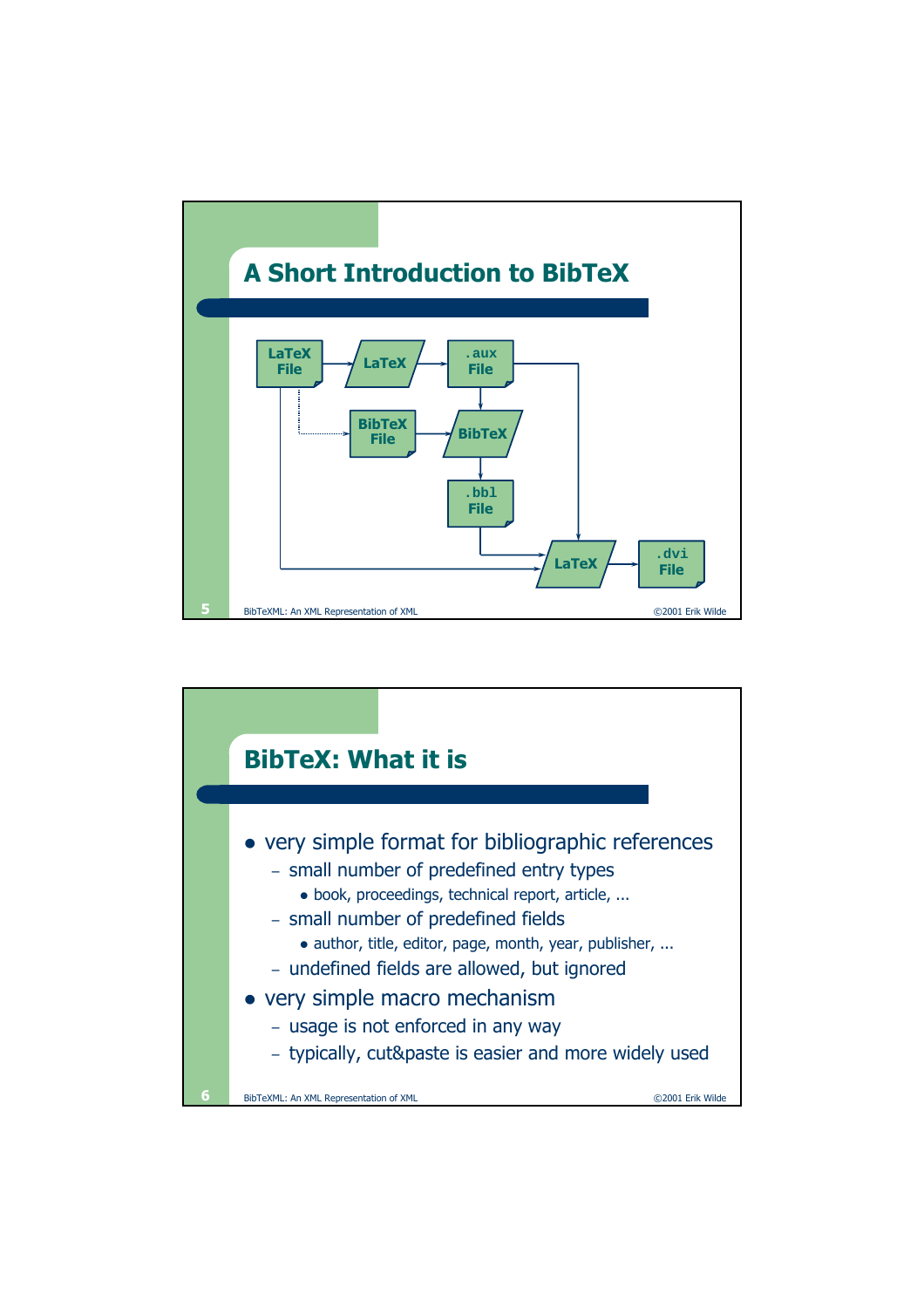# A Short Introduction to BibTeX

LaTeX File

LaTeX

.aux File

BibTeX File

BibTeX

.bbl File

LaTeX

.dvi File

# BibTeX: What it is

- very simple format for bibliographic references
  - small number of predefined entry types
    - book, proceedings, technical report, article, ...
  - small number of predefined fields
    - author, title, editor, page, month, year, publisher, ...
  - undefined fields are allowed, but ignored
- very simple macro mechanism
  - usage is not enforced in any way
  - typically, cut&paste is easier and more widely used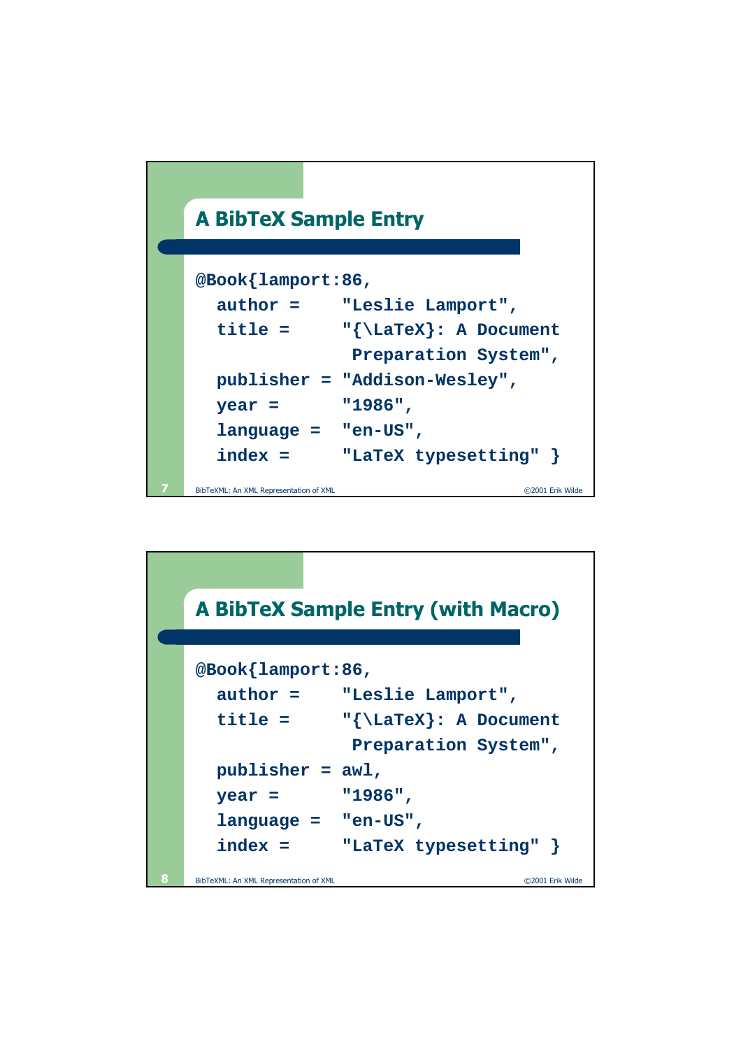## A BibTeX Sample Entry

```
@Book{lamport:86,
  author =    "Leslie Lamport",
  title =     "{\LaTeX}: A Document
               Preparation System",
  publisher = "Addison-Wesley",
  year =      "1986",
  language =  "en-US",
  index =     "LaTeX typesetting" }
```

## A BibTeX Sample Entry (with Macro)

```
@Book{lamport:86,
  author =    "Leslie Lamport",
  title =     "{\LaTeX}: A Document
               Preparation System",
  publisher = awl,
  year =      "1986",
  language =  "en-US",
  index =     "LaTeX typesetting" }
```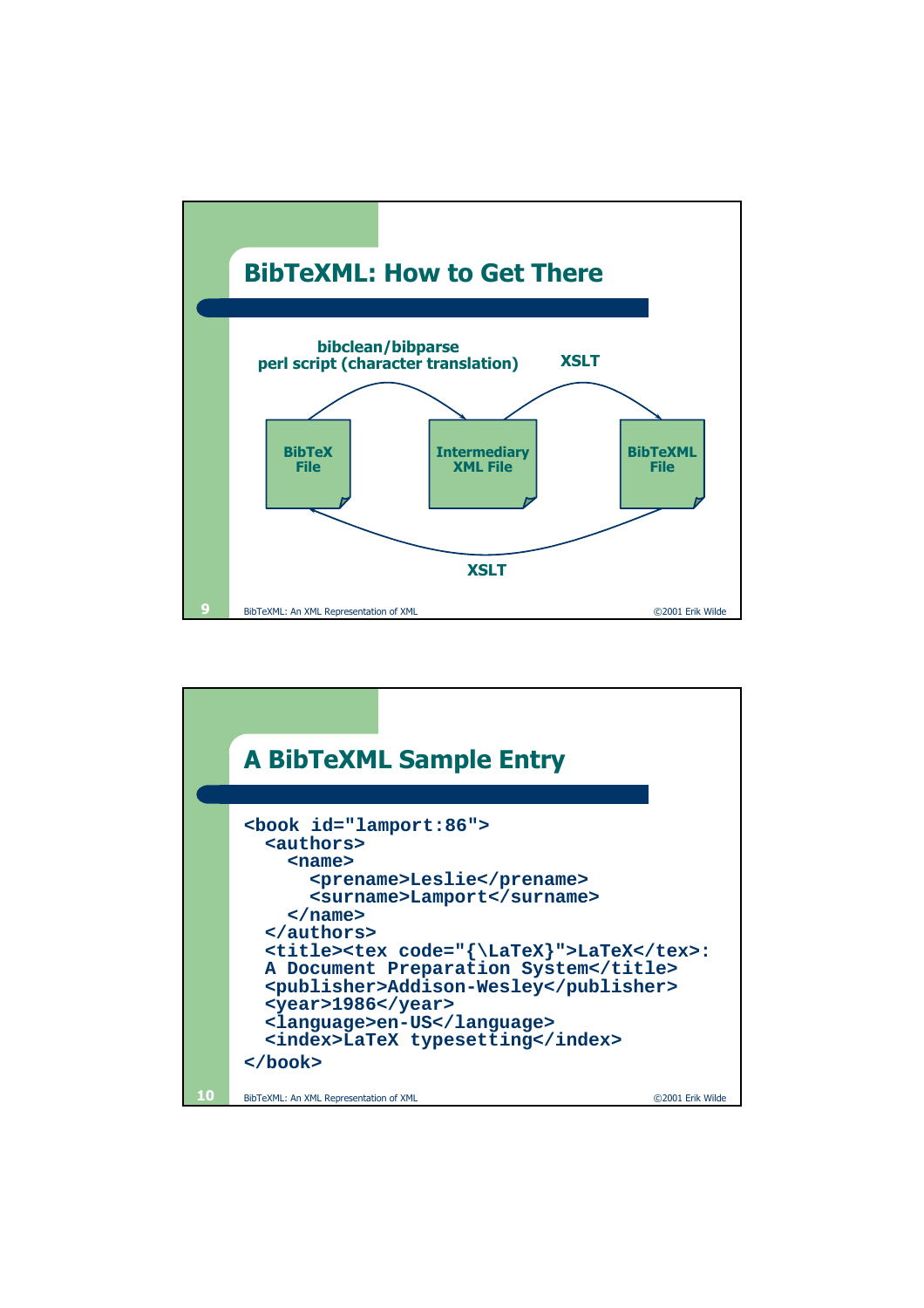## BibTeXML: How to Get There

bibclean/bibparse
perl script (character translation)

XSLT

BibTeX File

Intermediary XML File

BibTeXML File

XSLT

## A BibTeXML Sample Entry

```
<book id="lamport:86">
  <authors>
    <name>
      <prename>Leslie</prename>
      <surname>Lamport</surname>
    </name>
  </authors>
  <title><tex code="{\LaTeX}">LaTeX</tex>:
  A Document Preparation System</title>
  <publisher>Addison-Wesley</publisher>
  <year>1986</year>
  <language>en-US</language>
  <index>LaTeX typesetting</index>
</book>
```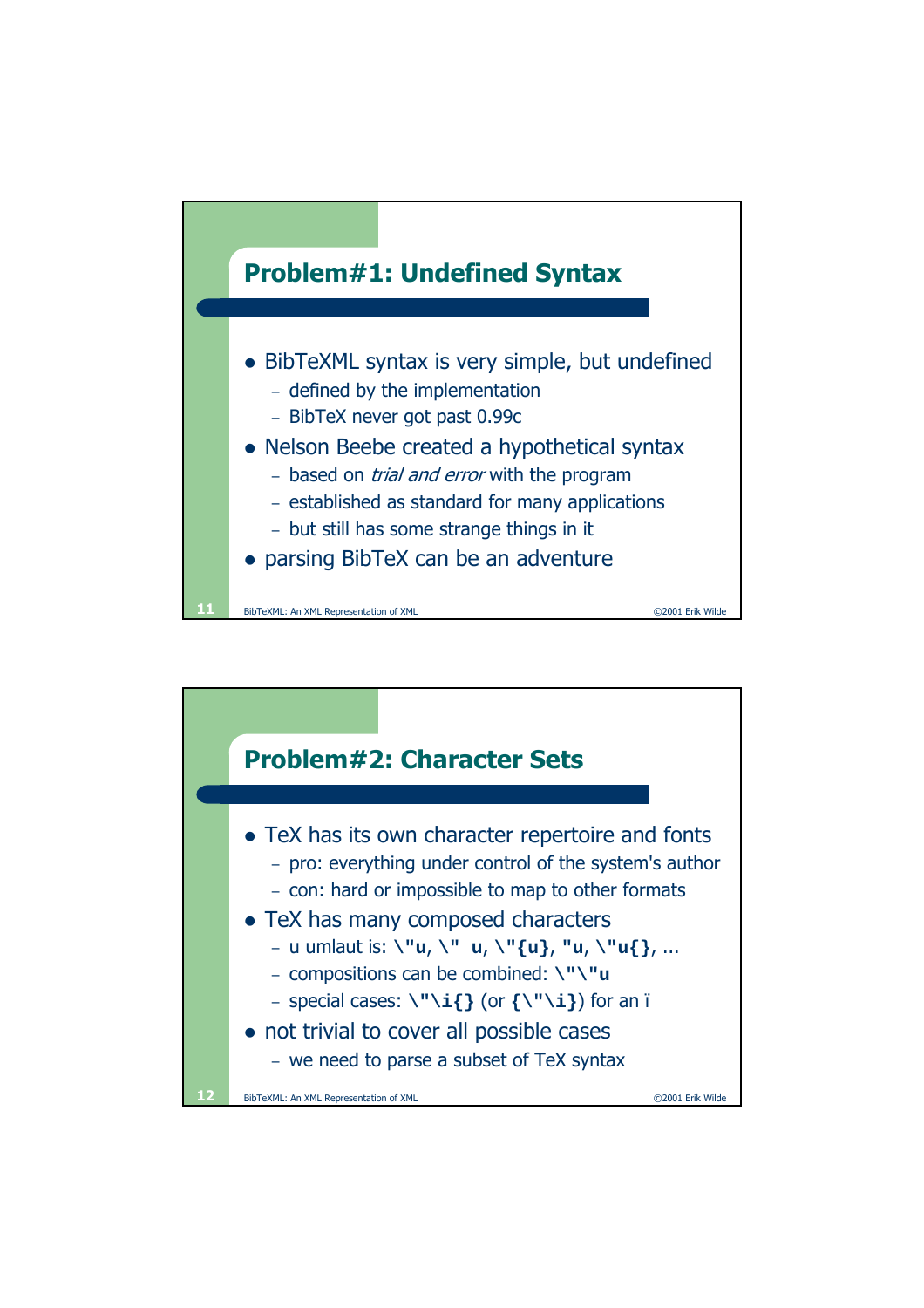## Problem#1: Undefined Syntax

- BibTeXML syntax is very simple, but undefined
  - defined by the implementation
  - BibTeX never got past 0.99c
- Nelson Beebe created a hypothetical syntax
  - based on *trial and error* with the program
  - established as standard for many applications
  - but still has some strange things in it
- parsing BibTeX can be an adventure

## Problem#2: Character Sets

- TeX has its own character repertoire and fonts
  - pro: everything under control of the system's author
  - con: hard or impossible to map to other formats
- TeX has many composed characters
  - u umlaut is: **`\"u`**, **`\"  u`**, **`\"{u}`**, **`"u`**, **`\"u{}`**, …
  - compositions can be combined: **`\"\"u`**
  - special cases: **`\"\i{}`** (or **`{\"\i}`**) for an ï
- not trivial to cover all possible cases
  - we need to parse a subset of TeX syntax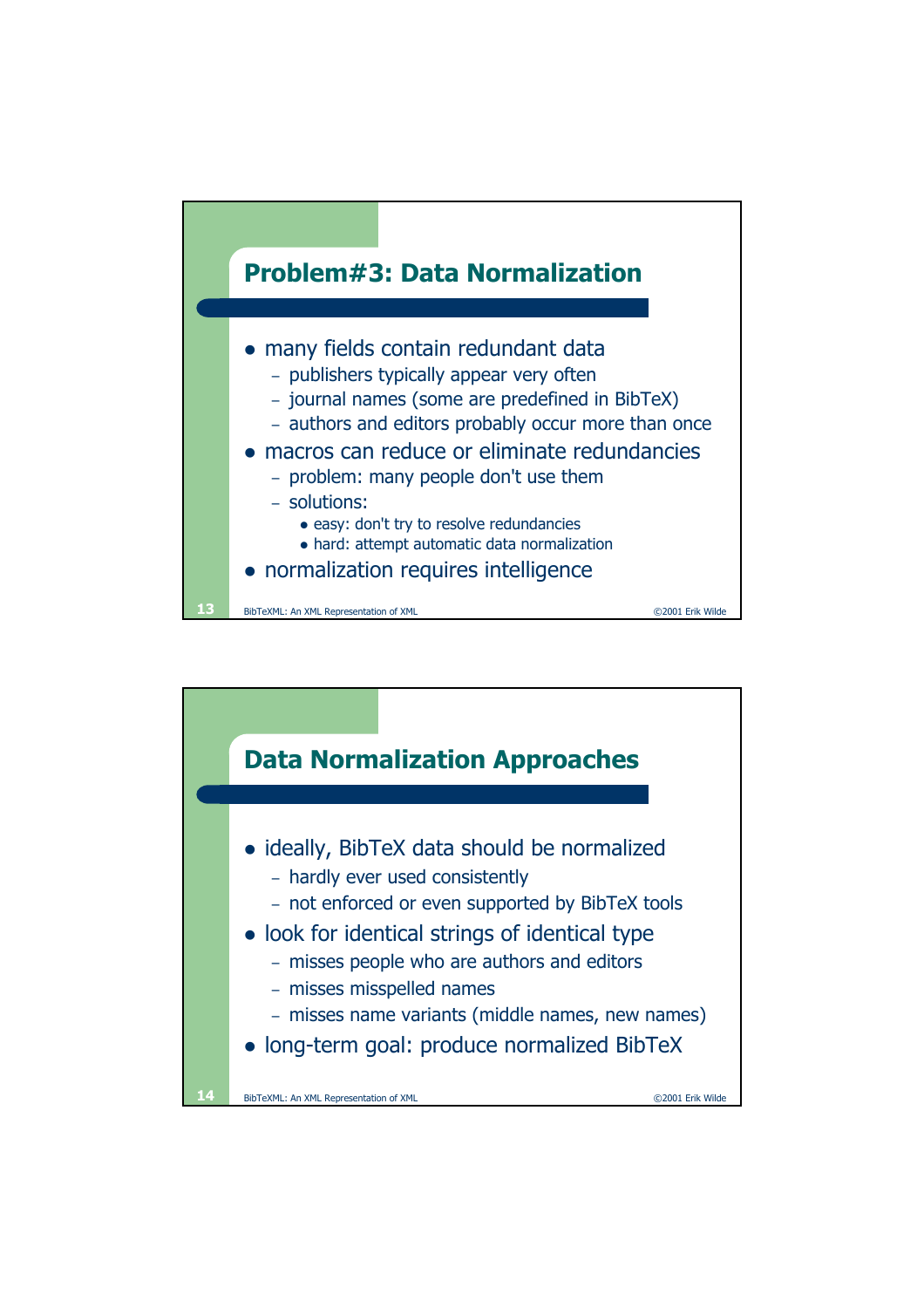## Problem#3: Data Normalization

- many fields contain redundant data
  - publishers typically appear very often
  - journal names (some are predefined in BibTeX)
  - authors and editors probably occur more than once
- macros can reduce or eliminate redundancies
  - problem: many people don't use them
  - solutions:
    - easy: don't try to resolve redundancies
    - hard: attempt automatic data normalization
- normalization requires intelligence

## Data Normalization Approaches

- ideally, BibTeX data should be normalized
  - hardly ever used consistently
  - not enforced or even supported by BibTeX tools
- look for identical strings of identical type
  - misses people who are authors and editors
  - misses misspelled names
  - misses name variants (middle names, new names)
- long-term goal: produce normalized BibTeX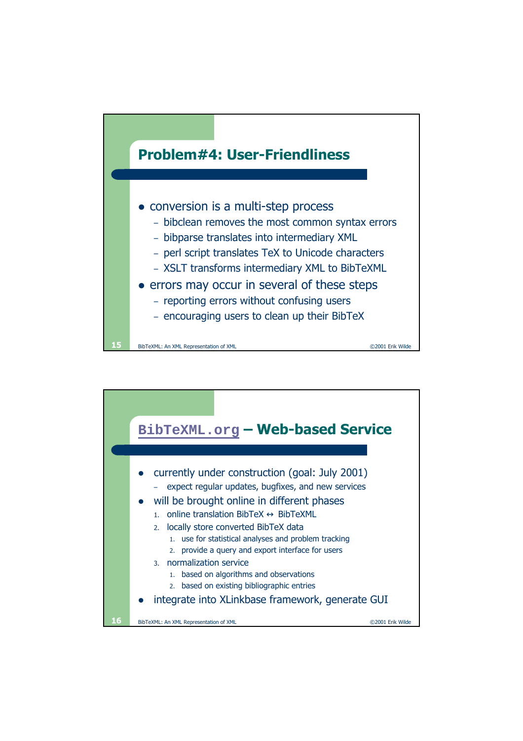## Problem#4: User-Friendliness

- conversion is a multi-step process
  - bibclean removes the most common syntax errors
  - bibparse translates into intermediary XML
  - perl script translates TeX to Unicode characters
  - XSLT transforms intermediary XML to BibTeXML
- errors may occur in several of these steps
  - reporting errors without confusing users
  - encouraging users to clean up their BibTeX

## BibTeXML.org – Web-based Service

- currently under construction (goal: July 2001)
  - expect regular updates, bugfixes, and new services
- will be brought online in different phases
  1. online translation BibTeX ↔ BibTeXML
  2. locally store converted BibTeX data
     1. use for statistical analyses and problem tracking
     2. provide a query and export interface for users
  3. normalization service
     1. based on algorithms and observations
     2. based on existing bibliographic entries
- integrate into XLinkbase framework, generate GUI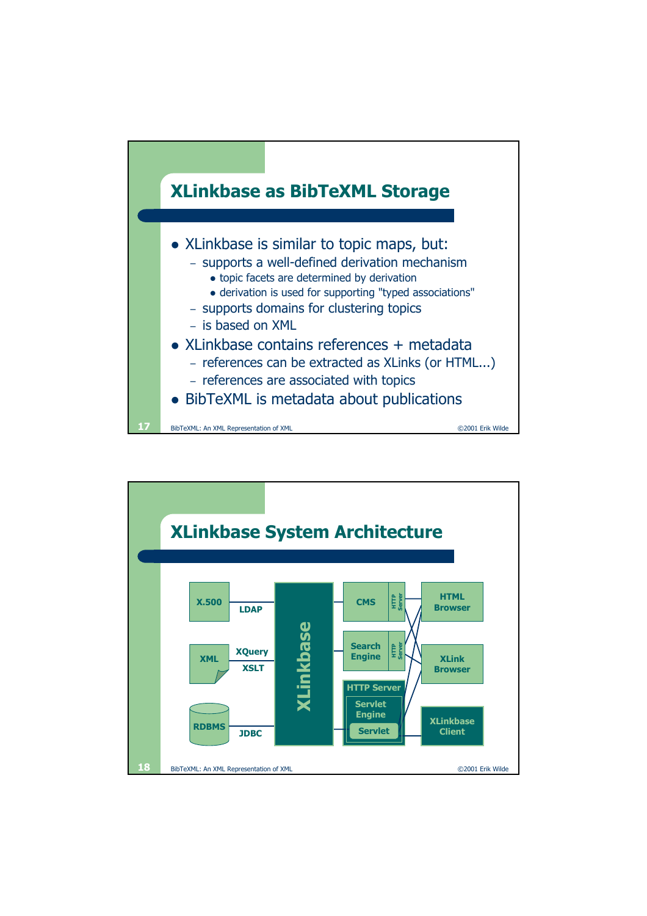## XLinkbase as BibTeXML Storage

- XLinkbase is similar to topic maps, but:
  - supports a well-defined derivation mechanism
    - topic facets are determined by derivation
    - derivation is used for supporting "typed associations"
  - supports domains for clustering topics
  - is based on XML
- XLinkbase contains references + metadata
  - references can be extracted as XLinks (or HTML...)
  - references are associated with topics
- BibTeXML is metadata about publications

## XLinkbase System Architecture

X.500
LDAP
XML
XQuery
XSLT
RDBMS
JDBC
XLinkbase
CMS
HTTP Server
Search Engine
HTTP Server
HTTP Server
Servlet Engine
Servlet
HTML Browser
XLink Browser
XLinkbase Client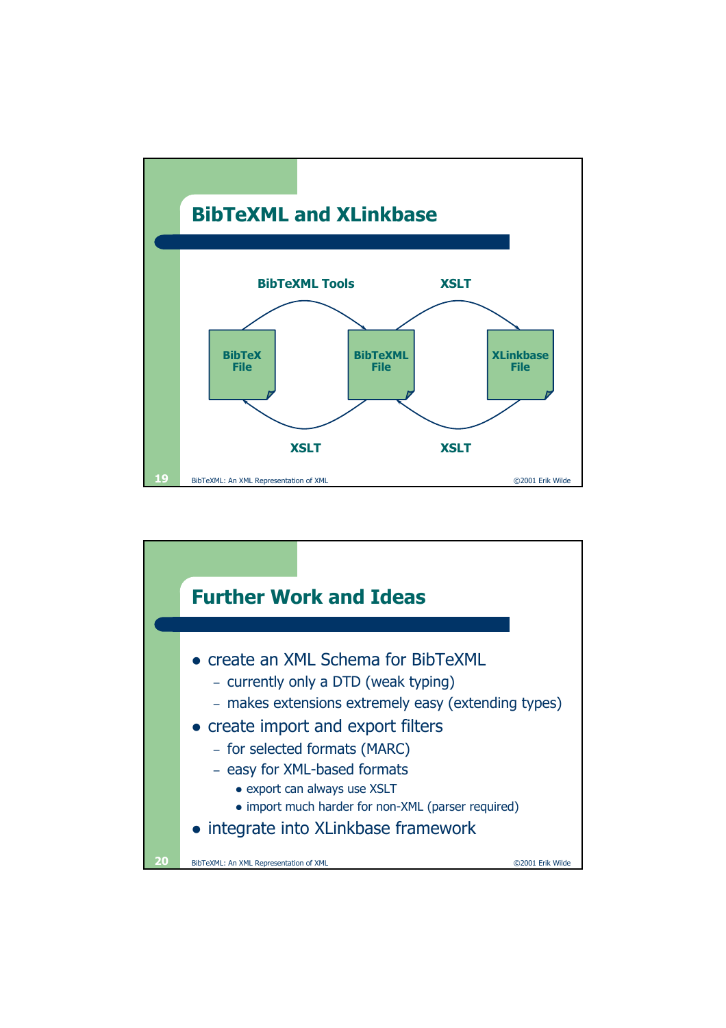## BibTeXML and XLinkbase

BibTeXML Tools

XSLT

BibTeX File

BibTeXML File

XLinkbase File

XSLT

XSLT

## Further Work and Ideas

- create an XML Schema for BibTeXML
  - currently only a DTD (weak typing)
  - makes extensions extremely easy (extending types)
- create import and export filters
  - for selected formats (MARC)
  - easy for XML-based formats
    - export can always use XSLT
    - import much harder for non-XML (parser required)
- integrate into XLinkbase framework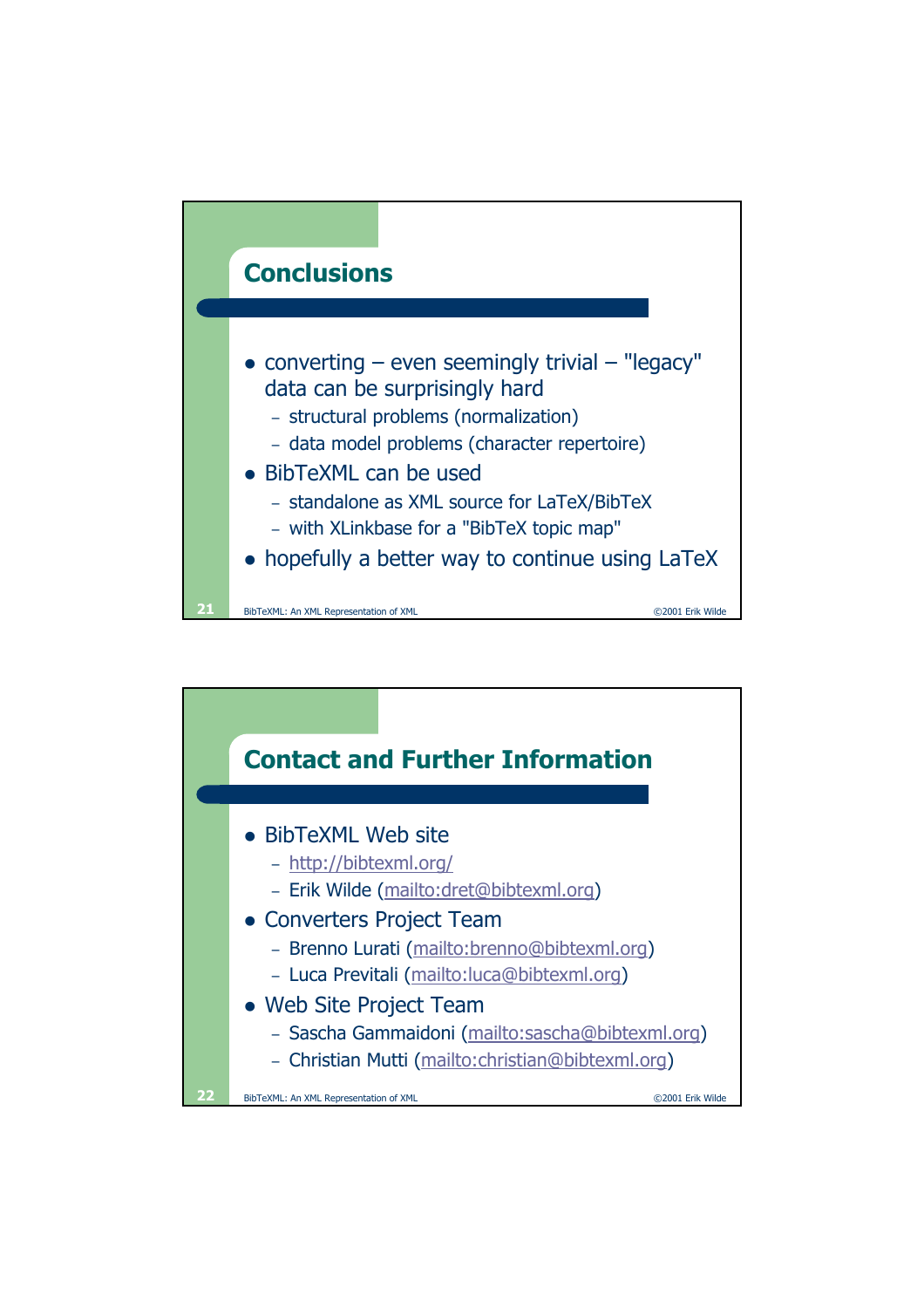## Conclusions

- converting – even seemingly trivial – "legacy" data can be surprisingly hard
  - structural problems (normalization)
  - data model problems (character repertoire)
- BibTeXML can be used
  - standalone as XML source for LaTeX/BibTeX
  - with XLinkbase for a "BibTeX topic map"
- hopefully a better way to continue using LaTeX

## Contact and Further Information

- BibTeXML Web site
  - http://bibtexml.org/
  - Erik Wilde (mailto:dret@bibtexml.org)
- Converters Project Team
  - Brenno Lurati (mailto:brenno@bibtexml.org)
  - Luca Previtali (mailto:luca@bibtexml.org)
- Web Site Project Team
  - Sascha Gammaidoni (mailto:sascha@bibtexml.org)
  - Christian Mutti (mailto:christian@bibtexml.org)